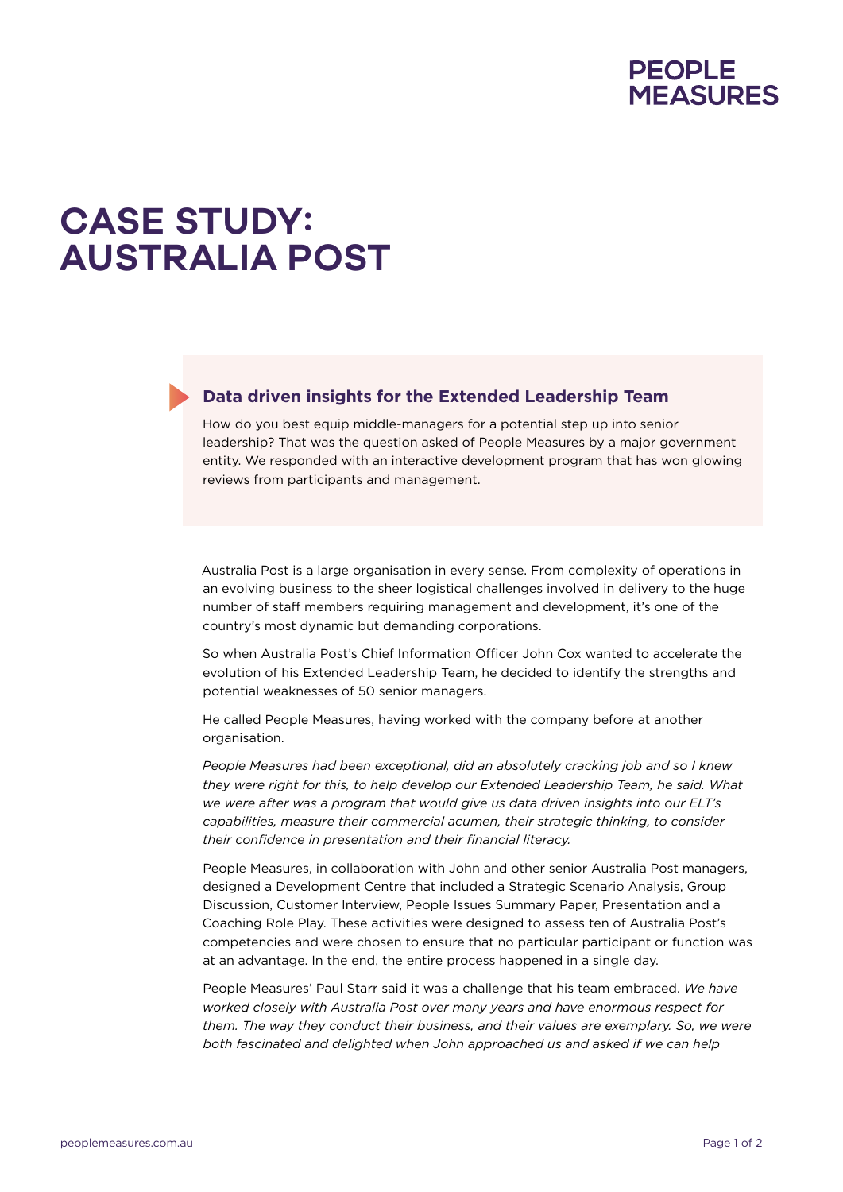# CASE STUDY: AUSTRALIA POST

## Data driven insights for the Extended Leadership Team

How do you best equip middle-managers for a potential step up into senior leadership? That was the question asked of People Measures by a major government entity. We responded with an interactive development program that has won glowing reviews from participants and management.

Australia Post is a large organisation in every sense. From complexity of operations in an evolving business to the sheer logistical challenges involved in delivery to the huge number of staff members requiring management and development, it's one of the country's most dynamic but demanding corporations.

So when Australia Post's Chief Information Officer John Cox wanted to accelerate the evolution of his Extended Leadership Team, he decided to identify the strengths and potential weaknesses of 50 senior managers.

He called People Measures, having worked with the company before at another organisation.

*People Measures had been exceptional, did an absolutely cracking job and so I knew they were right for this, to help develop our Extended Leadership Team, he said. What we were after was a program that would give us data driven insights into our ELT's capabilities, measure their commercial acumen, their strategic thinking, to consider their confidence in presentation and their financial literacy.*

People Measures, in collaboration with John and other senior Australia Post managers, designed a Development Centre that included a Strategic Scenario Analysis, Group Discussion, Customer Interview, People Issues Summary Paper, Presentation and a Coaching Role Play. These activities were designed to assess ten of Australia Post's competencies and were chosen to ensure that no particular participant or function was at an advantage. In the end, the entire process happened in a single day.

People Measures' Paul Starr said it was a challenge that his team embraced. *We have worked closely with Australia Post over many years and have enormous respect for them. The way they conduct their business, and their values are exemplary. So, we were both fascinated and delighted when John approached us and asked if we can help*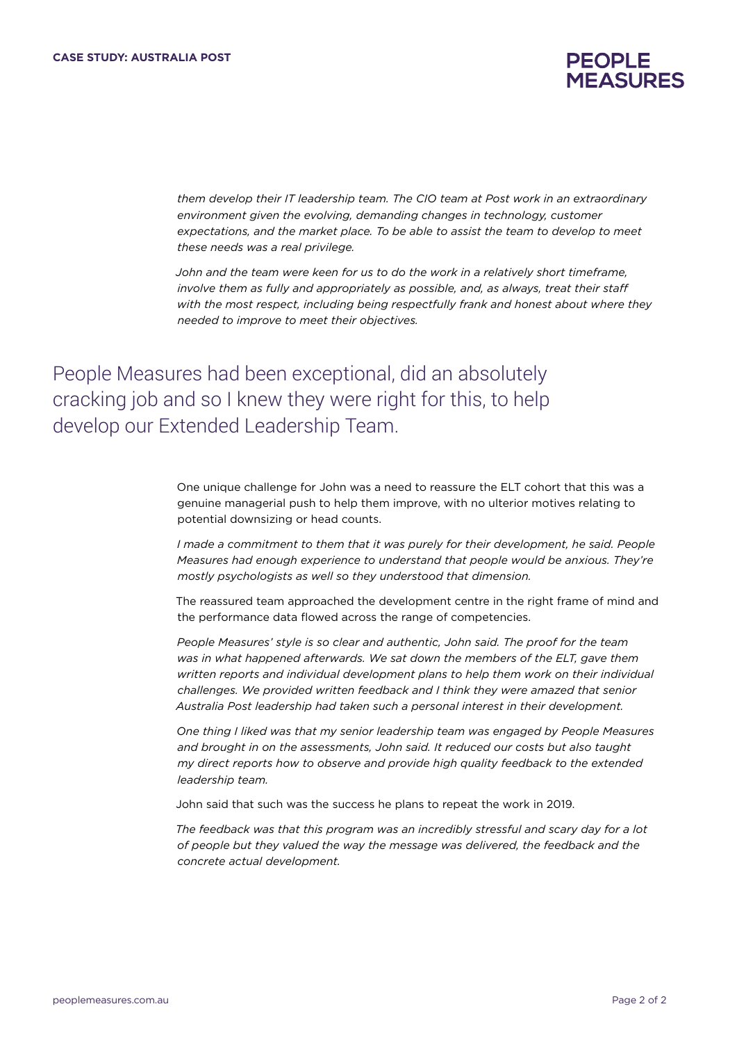*them develop their IT leadership team. The CIO team at Post work in an extraordinary environment given the evolving, demanding changes in technology, customer expectations, and the market place. To be able to assist the team to develop to meet these needs was a real privilege.*

*John and the team were keen for us to do the work in a relatively short timeframe, involve them as fully and appropriately as possible, and, as always, treat their staff with the most respect, including being respectfully frank and honest about where they needed to improve to meet their objectives.*

## People Measures had been exceptional, did an absolutely cracking job and so I knew they were right for this, to help develop our Extended Leadership Team.

One unique challenge for John was a need to reassure the ELT cohort that this was a genuine managerial push to help them improve, with no ulterior motives relating to potential downsizing or head counts.

*I made a commitment to them that it was purely for their development, he said. People Measures had enough experience to understand that people would be anxious. They're mostly psychologists as well so they understood that dimension.*

The reassured team approached the development centre in the right frame of mind and the performance data flowed across the range of competencies.

*People Measures' style is so clear and authentic, John said. The proof for the team was in what happened afterwards. We sat down the members of the ELT, gave them written reports and individual development plans to help them work on their individual challenges. We provided written feedback and I think they were amazed that senior Australia Post leadership had taken such a personal interest in their development.*

*One thing I liked was that my senior leadership team was engaged by People Measures and brought in on the assessments, John said. It reduced our costs but also taught my direct reports how to observe and provide high quality feedback to the extended leadership team.*

John said that such was the success he plans to repeat the work in 2019.

*The feedback was that this program was an incredibly stressful and scary day for a lot of people but they valued the way the message was delivered, the feedback and the concrete actual development.*